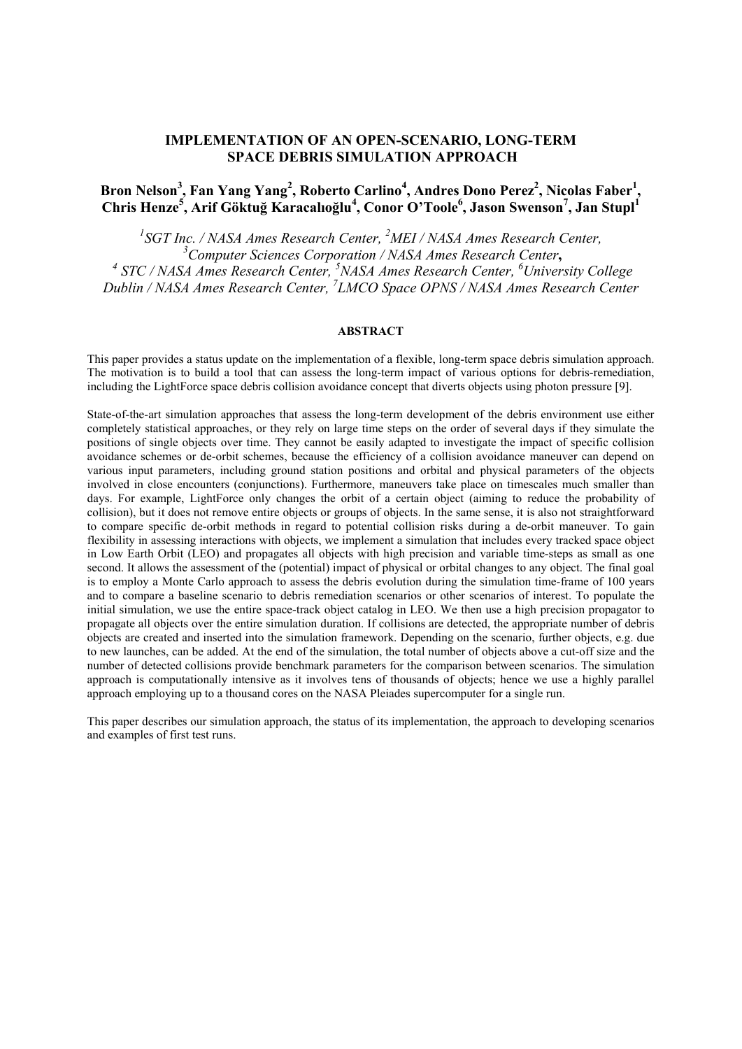# IMPLEMENTATION OF AN OPEN-SCENARIO, LONG-TERM SPACE DEBRIS SIMULATION APPROACH

**Bron Nelson[3], Fan Yang Yang[2], Roberto Carlino[4], Andres Dono Perez[2], Nicolas Faber[1], Chris Henze[5], Arif Göktuğ Karacalıoğlu[4], Conor O'Toole[6], Jason Swenson[7], Jan Stupl[1]**

*[1]SGT Inc. / NASA Ames Research Center, [2]MEI / NASA Ames Research Center, [3]Computer Sciences Corporation / NASA Ames Research Center, [4] STC / NASA Ames Research Center, [5]NASA Ames Research Center, [6]University College Dublin / NASA Ames Research Center, [7]LMCO Space OPNS / NASA Ames Research Center*

## ABSTRACT

This paper provides a status update on the implementation of a flexible, long-term space debris simulation approach. The motivation is to build a tool that can assess the long-term impact of various options for debris-remediation, including the LightForce space debris collision avoidance concept that diverts objects using photon pressure [9].

State-of-the-art simulation approaches that assess the long-term development of the debris environment use either completely statistical approaches, or they rely on large time steps on the order of several days if they simulate the positions of single objects over time. They cannot be easily adapted to investigate the impact of specific collision avoidance schemes or de-orbit schemes, because the efficiency of a collision avoidance maneuver can depend on various input parameters, including ground station positions and orbital and physical parameters of the objects involved in close encounters (conjunctions). Furthermore, maneuvers take place on timescales much smaller than days. For example, LightForce only changes the orbit of a certain object (aiming to reduce the probability of collision), but it does not remove entire objects or groups of objects. In the same sense, it is also not straightforward to compare specific de-orbit methods in regard to potential collision risks during a de-orbit maneuver. To gain flexibility in assessing interactions with objects, we implement a simulation that includes every tracked space object in Low Earth Orbit (LEO) and propagates all objects with high precision and variable time-steps as small as one second. It allows the assessment of the (potential) impact of physical or orbital changes to any object. The final goal is to employ a Monte Carlo approach to assess the debris evolution during the simulation time-frame of 100 years and to compare a baseline scenario to debris remediation scenarios or other scenarios of interest. To populate the initial simulation, we use the entire space-track object catalog in LEO. We then use a high precision propagator to propagate all objects over the entire simulation duration. If collisions are detected, the appropriate number of debris objects are created and inserted into the simulation framework. Depending on the scenario, further objects, e.g. due to new launches, can be added. At the end of the simulation, the total number of objects above a cut-off size and the number of detected collisions provide benchmark parameters for the comparison between scenarios. The simulation approach is computationally intensive as it involves tens of thousands of objects; hence we use a highly parallel approach employing up to a thousand cores on the NASA Pleiades supercomputer for a single run.

This paper describes our simulation approach, the status of its implementation, the approach to developing scenarios and examples of first test runs.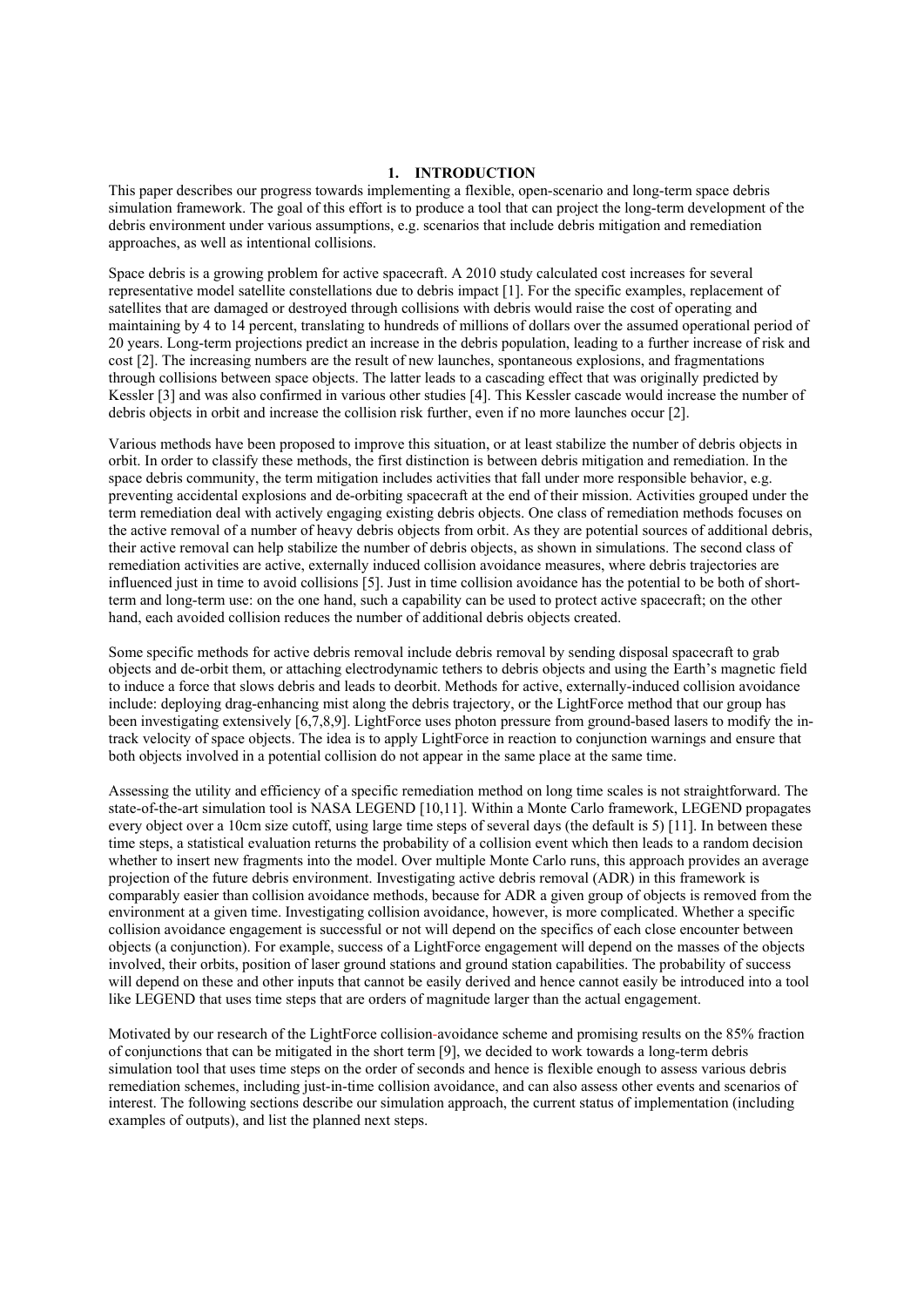## 1. INTRODUCTION

This paper describes our progress towards implementing a flexible, open-scenario and long-term space debris simulation framework. The goal of this effort is to produce a tool that can project the long-term development of the debris environment under various assumptions, e.g. scenarios that include debris mitigation and remediation approaches, as well as intentional collisions.

Space debris is a growing problem for active spacecraft. A 2010 study calculated cost increases for several representative model satellite constellations due to debris impact [1]. For the specific examples, replacement of satellites that are damaged or destroyed through collisions with debris would raise the cost of operating and maintaining by 4 to 14 percent, translating to hundreds of millions of dollars over the assumed operational period of 20 years. Long-term projections predict an increase in the debris population, leading to a further increase of risk and cost [2]. The increasing numbers are the result of new launches, spontaneous explosions, and fragmentations through collisions between space objects. The latter leads to a cascading effect that was originally predicted by Kessler [3] and was also confirmed in various other studies [4]. This Kessler cascade would increase the number of debris objects in orbit and increase the collision risk further, even if no more launches occur [2].

Various methods have been proposed to improve this situation, or at least stabilize the number of debris objects in orbit. In order to classify these methods, the first distinction is between debris mitigation and remediation. In the space debris community, the term mitigation includes activities that fall under more responsible behavior, e.g. preventing accidental explosions and de-orbiting spacecraft at the end of their mission. Activities grouped under the term remediation deal with actively engaging existing debris objects. One class of remediation methods focuses on the active removal of a number of heavy debris objects from orbit. As they are potential sources of additional debris, their active removal can help stabilize the number of debris objects, as shown in simulations. The second class of remediation activities are active, externally induced collision avoidance measures, where debris trajectories are influenced just in time to avoid collisions [5]. Just in time collision avoidance has the potential to be both of short-term and long-term use: on the one hand, such a capability can be used to protect active spacecraft; on the other hand, each avoided collision reduces the number of additional debris objects created.

Some specific methods for active debris removal include debris removal by sending disposal spacecraft to grab objects and de-orbit them, or attaching electrodynamic tethers to debris objects and using the Earth's magnetic field to induce a force that slows debris and leads to deorbit. Methods for active, externally-induced collision avoidance include: deploying drag-enhancing mist along the debris trajectory, or the LightForce method that our group has been investigating extensively [6,7,8,9]. LightForce uses photon pressure from ground-based lasers to modify the in-track velocity of space objects. The idea is to apply LightForce in reaction to conjunction warnings and ensure that both objects involved in a potential collision do not appear in the same place at the same time.

Assessing the utility and efficiency of a specific remediation method on long time scales is not straightforward. The state-of-the-art simulation tool is NASA LEGEND [10,11]. Within a Monte Carlo framework, LEGEND propagates every object over a 10cm size cutoff, using large time steps of several days (the default is 5) [11]. In between these time steps, a statistical evaluation returns the probability of a collision event which then leads to a random decision whether to insert new fragments into the model. Over multiple Monte Carlo runs, this approach provides an average projection of the future debris environment. Investigating active debris removal (ADR) in this framework is comparably easier than collision avoidance methods, because for ADR a given group of objects is removed from the environment at a given time. Investigating collision avoidance, however, is more complicated. Whether a specific collision avoidance engagement is successful or not will depend on the specifics of each close encounter between objects (a conjunction). For example, success of a LightForce engagement will depend on the masses of the objects involved, their orbits, position of laser ground stations and ground station capabilities. The probability of success will depend on these and other inputs that cannot be easily derived and hence cannot easily be introduced into a tool like LEGEND that uses time steps that are orders of magnitude larger than the actual engagement.

Motivated by our research of the LightForce collision-avoidance scheme and promising results on the 85% fraction of conjunctions that can be mitigated in the short term [9], we decided to work towards a long-term debris simulation tool that uses time steps on the order of seconds and hence is flexible enough to assess various debris remediation schemes, including just-in-time collision avoidance, and can also assess other events and scenarios of interest. The following sections describe our simulation approach, the current status of implementation (including examples of outputs), and list the planned next steps.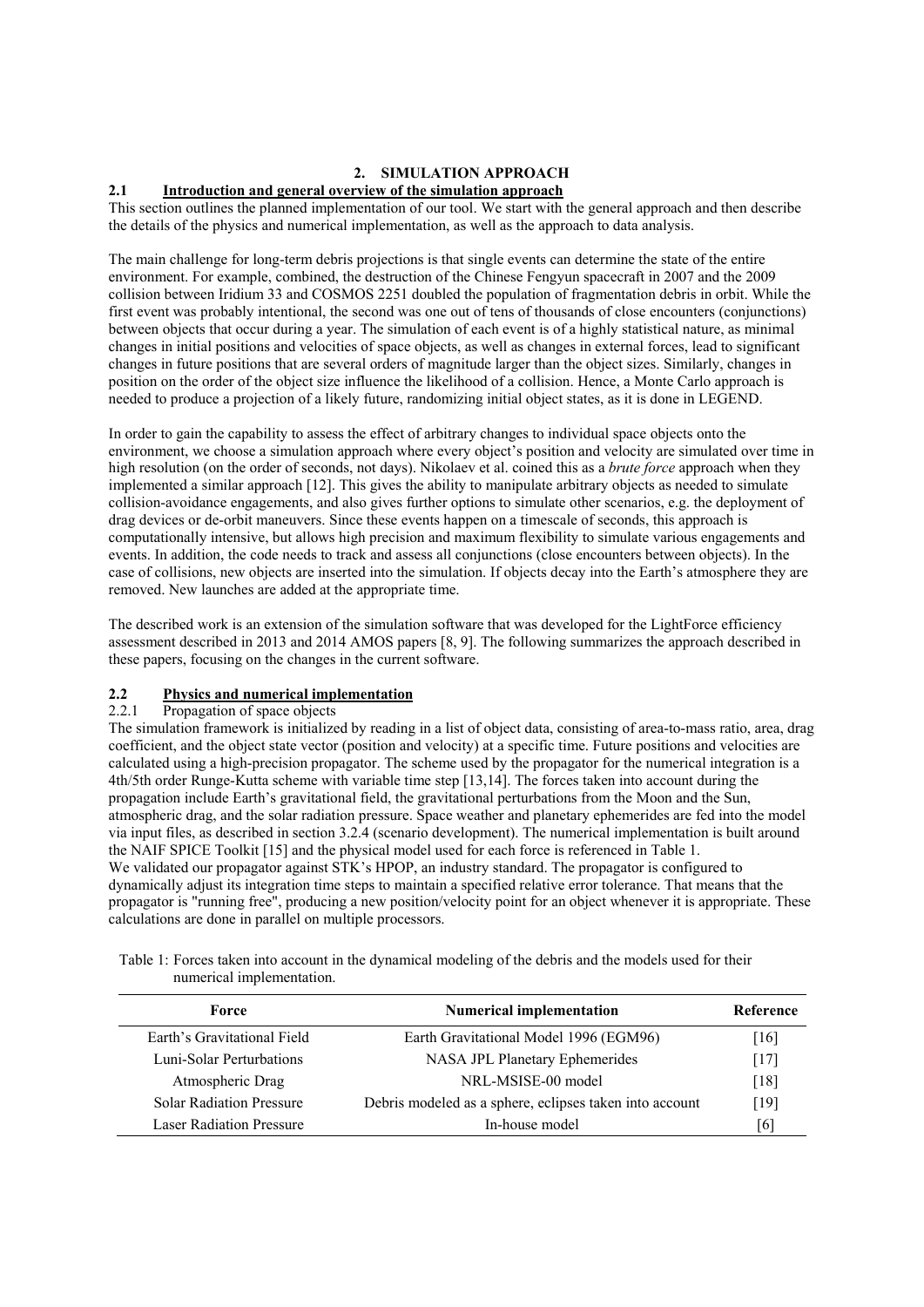## 2. SIMULATION APPROACH

### 2.1 Introduction and general overview of the simulation approach

This section outlines the planned implementation of our tool. We start with the general approach and then describe the details of the physics and numerical implementation, as well as the approach to data analysis.

The main challenge for long-term debris projections is that single events can determine the state of the entire environment. For example, combined, the destruction of the Chinese Fengyun spacecraft in 2007 and the 2009 collision between Iridium 33 and COSMOS 2251 doubled the population of fragmentation debris in orbit. While the first event was probably intentional, the second was one out of tens of thousands of close encounters (conjunctions) between objects that occur during a year. The simulation of each event is of a highly statistical nature, as minimal changes in initial positions and velocities of space objects, as well as changes in external forces, lead to significant changes in future positions that are several orders of magnitude larger than the object sizes. Similarly, changes in position on the order of the object size influence the likelihood of a collision. Hence, a Monte Carlo approach is needed to produce a projection of a likely future, randomizing initial object states, as it is done in LEGEND.

In order to gain the capability to assess the effect of arbitrary changes to individual space objects onto the environment, we choose a simulation approach where every object's position and velocity are simulated over time in high resolution (on the order of seconds, not days). Nikolaev et al. coined this as a *brute force* approach when they implemented a similar approach [12]. This gives the ability to manipulate arbitrary objects as needed to simulate collision-avoidance engagements, and also gives further options to simulate other scenarios, e.g. the deployment of drag devices or de-orbit maneuvers. Since these events happen on a timescale of seconds, this approach is computationally intensive, but allows high precision and maximum flexibility to simulate various engagements and events. In addition, the code needs to track and assess all conjunctions (close encounters between objects). In the case of collisions, new objects are inserted into the simulation. If objects decay into the Earth's atmosphere they are removed. New launches are added at the appropriate time.

The described work is an extension of the simulation software that was developed for the LightForce efficiency assessment described in 2013 and 2014 AMOS papers [8, 9]. The following summarizes the approach described in these papers, focusing on the changes in the current software.

### 2.2 Physics and numerical implementation

#### 2.2.1 Propagation of space objects

The simulation framework is initialized by reading in a list of object data, consisting of area-to-mass ratio, area, drag coefficient, and the object state vector (position and velocity) at a specific time. Future positions and velocities are calculated using a high-precision propagator. The scheme used by the propagator for the numerical integration is a 4th/5th order Runge-Kutta scheme with variable time step [13,14]. The forces taken into account during the propagation include Earth's gravitational field, the gravitational perturbations from the Moon and the Sun, atmospheric drag, and the solar radiation pressure. Space weather and planetary ephemerides are fed into the model via input files, as described in section 3.2.4 (scenario development). The numerical implementation is built around the NAIF SPICE Toolkit [15] and the physical model used for each force is referenced in Table 1.
We validated our propagator against STK's HPOP, an industry standard. The propagator is configured to dynamically adjust its integration time steps to maintain a specified relative error tolerance. That means that the propagator is "running free", producing a new position/velocity point for an object whenever it is appropriate. These calculations are done in parallel on multiple processors.

Table 1: Forces taken into account in the dynamical modeling of the debris and the models used for their numerical implementation.

| Force | Numerical implementation | Reference |
|---|---|---|
| Earth's Gravitational Field | Earth Gravitational Model 1996 (EGM96) | [16] |
| Luni-Solar Perturbations | NASA JPL Planetary Ephemerides | [17] |
| Atmospheric Drag | NRL-MSISE-00 model | [18] |
| Solar Radiation Pressure | Debris modeled as a sphere, eclipses taken into account | [19] |
| Laser Radiation Pressure | In-house model | [6] |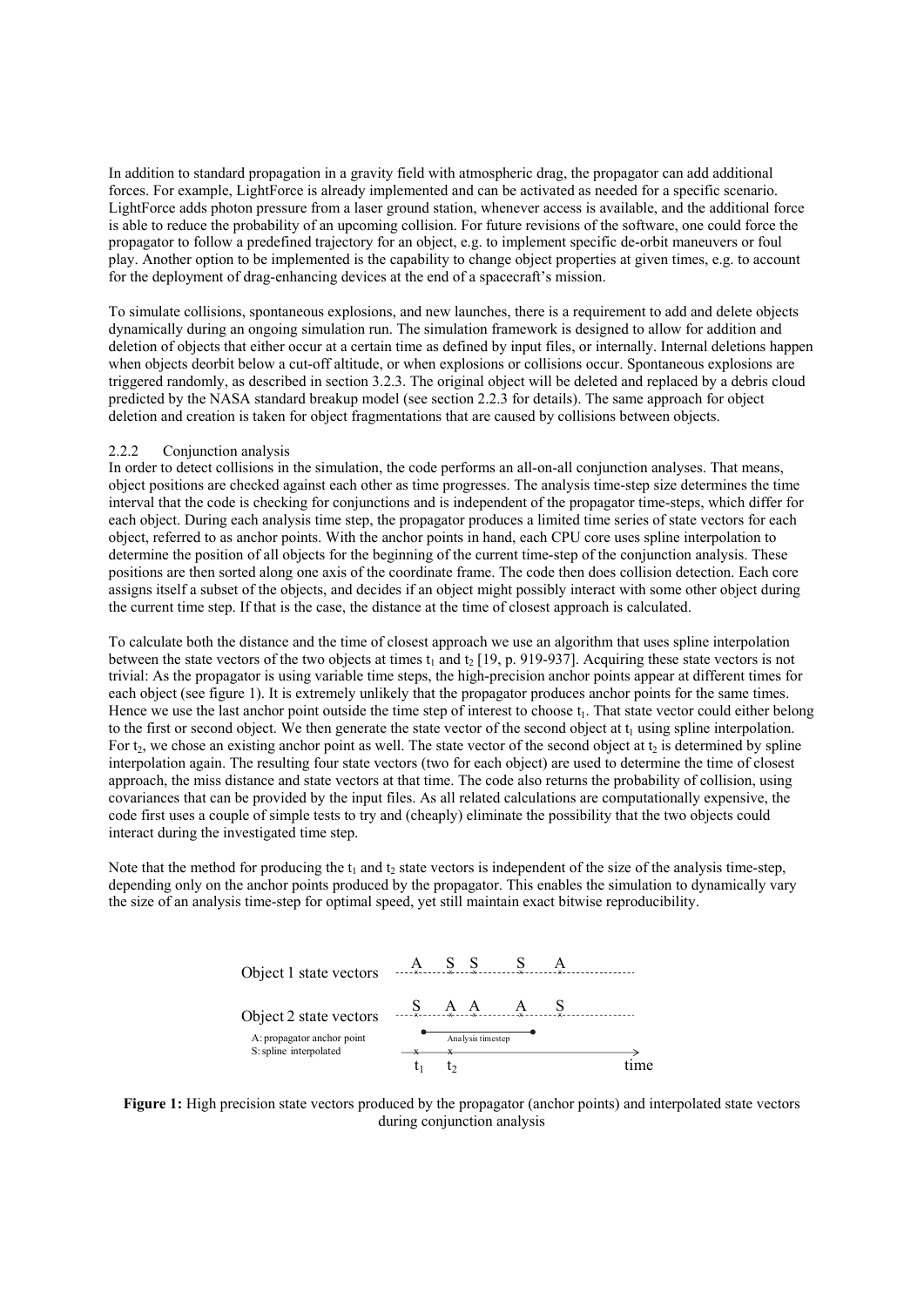In addition to standard propagation in a gravity field with atmospheric drag, the propagator can add additional forces. For example, LightForce is already implemented and can be activated as needed for a specific scenario. LightForce adds photon pressure from a laser ground station, whenever access is available, and the additional force is able to reduce the probability of an upcoming collision. For future revisions of the software, one could force the propagator to follow a predefined trajectory for an object, e.g. to implement specific de-orbit maneuvers or foul play. Another option to be implemented is the capability to change object properties at given times, e.g. to account for the deployment of drag-enhancing devices at the end of a spacecraft's mission.

To simulate collisions, spontaneous explosions, and new launches, there is a requirement to add and delete objects dynamically during an ongoing simulation run. The simulation framework is designed to allow for addition and deletion of objects that either occur at a certain time as defined by input files, or internally. Internal deletions happen when objects deorbit below a cut-off altitude, or when explosions or collisions occur. Spontaneous explosions are triggered randomly, as described in section 3.2.3. The original object will be deleted and replaced by a debris cloud predicted by the NASA standard breakup model (see section 2.2.3 for details). The same approach for object deletion and creation is taken for object fragmentations that are caused by collisions between objects.

### 2.2.2 Conjunction analysis

In order to detect collisions in the simulation, the code performs an all-on-all conjunction analyses. That means, object positions are checked against each other as time progresses. The analysis time-step size determines the time interval that the code is checking for conjunctions and is independent of the propagator time-steps, which differ for each object. During each analysis time step, the propagator produces a limited time series of state vectors for each object, referred to as anchor points. With the anchor points in hand, each CPU core uses spline interpolation to determine the position of all objects for the beginning of the current time-step of the conjunction analysis. These positions are then sorted along one axis of the coordinate frame. The code then does collision detection. Each core assigns itself a subset of the objects, and decides if an object might possibly interact with some other object during the current time step. If that is the case, the distance at the time of closest approach is calculated.

To calculate both the distance and the time of closest approach we use an algorithm that uses spline interpolation between the state vectors of the two objects at times $t_1$ and $t_2$ [19, p. 919-937]. Acquiring these state vectors is not trivial: As the propagator is using variable time steps, the high-precision anchor points appear at different times for each object (see figure 1). It is extremely unlikely that the propagator produces anchor points for the same times. Hence we use the last anchor point outside the time step of interest to choose $t_1$. That state vector could either belong to the first or second object. We then generate the state vector of the second object at $t_1$ using spline interpolation. For $t_2$, we chose an existing anchor point as well. The state vector of the second object at $t_2$ is determined by spline interpolation again. The resulting four state vectors (two for each object) are used to determine the time of closest approach, the miss distance and state vectors at that time. The code also returns the probability of collision, using covariances that can be provided by the input files. As all related calculations are computationally expensive, the code first uses a couple of simple tests to try and (cheaply) eliminate the possibility that the two objects could interact during the investigated time step.

Note that the method for producing the $t_1$ and $t_2$ state vectors is independent of the size of the analysis time-step, depending only on the anchor points produced by the propagator. This enables the simulation to dynamically vary the size of an analysis time-step for optimal speed, yet still maintain exact bitwise reproducibility.

Object 1 state vectors: A S S S A

Object 2 state vectors: S A A A S

A: propagator anchor point
S: spline interpolated

Analysis timestep

$t_1$ $t_2$ time

**Figure 1:** High precision state vectors produced by the propagator (anchor points) and interpolated state vectors during conjunction analysis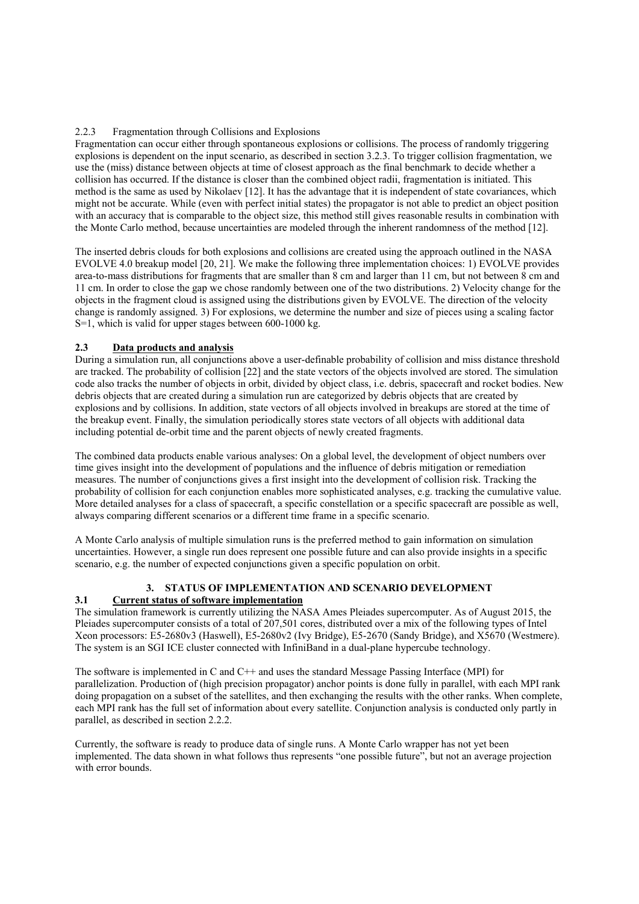#### 2.2.3 Fragmentation through Collisions and Explosions

Fragmentation can occur either through spontaneous explosions or collisions. The process of randomly triggering explosions is dependent on the input scenario, as described in section 3.2.3. To trigger collision fragmentation, we use the (miss) distance between objects at time of closest approach as the final benchmark to decide whether a collision has occurred. If the distance is closer than the combined object radii, fragmentation is initiated. This method is the same as used by Nikolaev [12]. It has the advantage that it is independent of state covariances, which might not be accurate. While (even with perfect initial states) the propagator is not able to predict an object position with an accuracy that is comparable to the object size, this method still gives reasonable results in combination with the Monte Carlo method, because uncertainties are modeled through the inherent randomness of the method [12].

The inserted debris clouds for both explosions and collisions are created using the approach outlined in the NASA EVOLVE 4.0 breakup model [20, 21]. We make the following three implementation choices: 1) EVOLVE provides area-to-mass distributions for fragments that are smaller than 8 cm and larger than 11 cm, but not between 8 cm and 11 cm. In order to close the gap we chose randomly between one of the two distributions. 2) Velocity change for the objects in the fragment cloud is assigned using the distributions given by EVOLVE. The direction of the velocity change is randomly assigned. 3) For explosions, we determine the number and size of pieces using a scaling factor S=1, which is valid for upper stages between 600-1000 kg.

### 2.3 Data products and analysis

During a simulation run, all conjunctions above a user-definable probability of collision and miss distance threshold are tracked. The probability of collision [22] and the state vectors of the objects involved are stored. The simulation code also tracks the number of objects in orbit, divided by object class, i.e. debris, spacecraft and rocket bodies. New debris objects that are created during a simulation run are categorized by debris objects that are created by explosions and by collisions. In addition, state vectors of all objects involved in breakups are stored at the time of the breakup event. Finally, the simulation periodically stores state vectors of all objects with additional data including potential de-orbit time and the parent objects of newly created fragments.

The combined data products enable various analyses: On a global level, the development of object numbers over time gives insight into the development of populations and the influence of debris mitigation or remediation measures. The number of conjunctions gives a first insight into the development of collision risk. Tracking the probability of collision for each conjunction enables more sophisticated analyses, e.g. tracking the cumulative value. More detailed analyses for a class of spacecraft, a specific constellation or a specific spacecraft are possible as well, always comparing different scenarios or a different time frame in a specific scenario.

A Monte Carlo analysis of multiple simulation runs is the preferred method to gain information on simulation uncertainties. However, a single run does represent one possible future and can also provide insights in a specific scenario, e.g. the number of expected conjunctions given a specific population on orbit.

## 3. STATUS OF IMPLEMENTATION AND SCENARIO DEVELOPMENT

### 3.1 Current status of software implementation

The simulation framework is currently utilizing the NASA Ames Pleiades supercomputer. As of August 2015, the Pleiades supercomputer consists of a total of 207,501 cores, distributed over a mix of the following types of Intel Xeon processors: E5-2680v3 (Haswell), E5-2680v2 (Ivy Bridge), E5-2670 (Sandy Bridge), and X5670 (Westmere). The system is an SGI ICE cluster connected with InfiniBand in a dual-plane hypercube technology.

The software is implemented in C and C++ and uses the standard Message Passing Interface (MPI) for parallelization. Production of (high precision propagator) anchor points is done fully in parallel, with each MPI rank doing propagation on a subset of the satellites, and then exchanging the results with the other ranks. When complete, each MPI rank has the full set of information about every satellite. Conjunction analysis is conducted only partly in parallel, as described in section 2.2.2.

Currently, the software is ready to produce data of single runs. A Monte Carlo wrapper has not yet been implemented. The data shown in what follows thus represents "one possible future", but not an average projection with error bounds.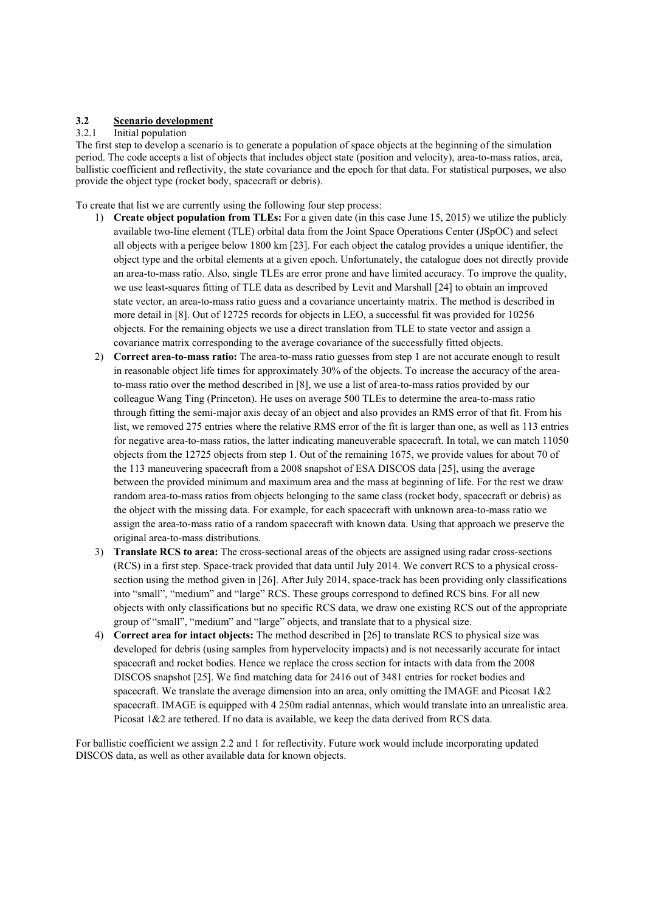### 3.2 Scenario development

#### 3.2.1 Initial population

The first step to develop a scenario is to generate a population of space objects at the beginning of the simulation period. The code accepts a list of objects that includes object state (position and velocity), area-to-mass ratios, area, ballistic coefficient and reflectivity, the state covariance and the epoch for that data. For statistical purposes, we also provide the object type (rocket body, spacecraft or debris).

To create that list we are currently using the following four step process:

1) **Create object population from TLEs:** For a given date (in this case June 15, 2015) we utilize the publicly available two-line element (TLE) orbital data from the Joint Space Operations Center (JSpOC) and select all objects with a perigee below 1800 km [23]. For each object the catalog provides a unique identifier, the object type and the orbital elements at a given epoch. Unfortunately, the catalogue does not directly provide an area-to-mass ratio. Also, single TLEs are error prone and have limited accuracy. To improve the quality, we use least-squares fitting of TLE data as described by Levit and Marshall [24] to obtain an improved state vector, an area-to-mass ratio guess and a covariance uncertainty matrix. The method is described in more detail in [8]. Out of 12725 records for objects in LEO, a successful fit was provided for 10256 objects. For the remaining objects we use a direct translation from TLE to state vector and assign a covariance matrix corresponding to the average covariance of the successfully fitted objects.
2) **Correct area-to-mass ratio:** The area-to-mass ratio guesses from step 1 are not accurate enough to result in reasonable object life times for approximately 30% of the objects. To increase the accuracy of the area-to-mass ratio over the method described in [8], we use a list of area-to-mass ratios provided by our colleague Wang Ting (Princeton). He uses on average 500 TLEs to determine the area-to-mass ratio through fitting the semi-major axis decay of an object and also provides an RMS error of that fit. From his list, we removed 275 entries where the relative RMS error of the fit is larger than one, as well as 113 entries for negative area-to-mass ratios, the latter indicating maneuverable spacecraft. In total, we can match 11050 objects from the 12725 objects from step 1. Out of the remaining 1675, we provide values for about 70 of the 113 maneuvering spacecraft from a 2008 snapshot of ESA DISCOS data [25], using the average between the provided minimum and maximum area and the mass at beginning of life. For the rest we draw random area-to-mass ratios from objects belonging to the same class (rocket body, spacecraft or debris) as the object with the missing data. For example, for each spacecraft with unknown area-to-mass ratio we assign the area-to-mass ratio of a random spacecraft with known data. Using that approach we preserve the original area-to-mass distributions.
3) **Translate RCS to area:** The cross-sectional areas of the objects are assigned using radar cross-sections (RCS) in a first step. Space-track provided that data until July 2014. We convert RCS to a physical cross-section using the method given in [26]. After July 2014, space-track has been providing only classifications into "small", "medium" and "large" RCS. These groups correspond to defined RCS bins. For all new objects with only classifications but no specific RCS data, we draw one existing RCS out of the appropriate group of "small", "medium" and "large" objects, and translate that to a physical size.
4) **Correct area for intact objects:** The method described in [26] to translate RCS to physical size was developed for debris (using samples from hypervelocity impacts) and is not necessarily accurate for intact spacecraft and rocket bodies. Hence we replace the cross section for intacts with data from the 2008 DISCOS snapshot [25]. We find matching data for 2416 out of 3481 entries for rocket bodies and spacecraft. We translate the average dimension into an area, only omitting the IMAGE and Picosat 1&2 spacecraft. IMAGE is equipped with 4 250m radial antennas, which would translate into an unrealistic area. Picosat 1&2 are tethered. If no data is available, we keep the data derived from RCS data.

For ballistic coefficient we assign 2.2 and 1 for reflectivity. Future work would include incorporating updated DISCOS data, as well as other available data for known objects.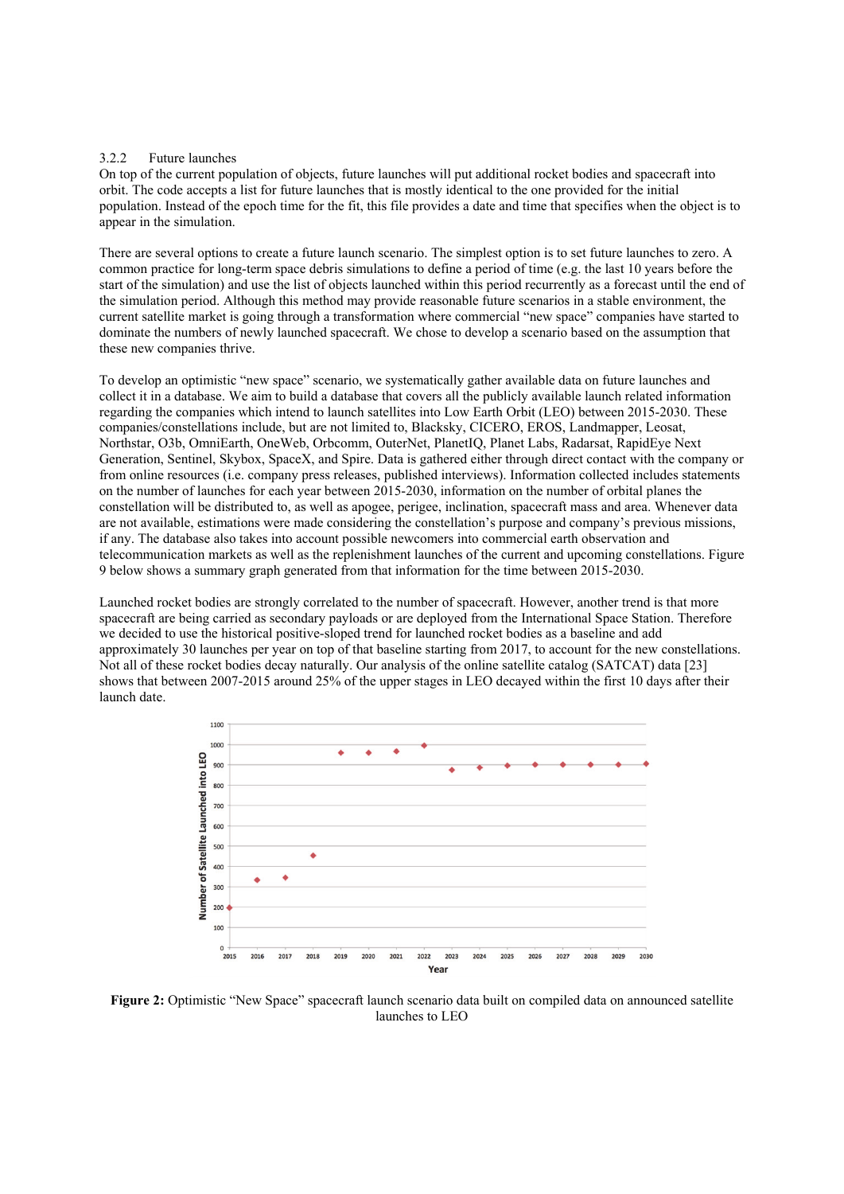### 3.2.2 Future launches

On top of the current population of objects, future launches will put additional rocket bodies and spacecraft into orbit. The code accepts a list for future launches that is mostly identical to the one provided for the initial population. Instead of the epoch time for the fit, this file provides a date and time that specifies when the object is to appear in the simulation.

There are several options to create a future launch scenario. The simplest option is to set future launches to zero. A common practice for long-term space debris simulations to define a period of time (e.g. the last 10 years before the start of the simulation) and use the list of objects launched within this period recurrently as a forecast until the end of the simulation period. Although this method may provide reasonable future scenarios in a stable environment, the current satellite market is going through a transformation where commercial "new space" companies have started to dominate the numbers of newly launched spacecraft. We chose to develop a scenario based on the assumption that these new companies thrive.

To develop an optimistic "new space" scenario, we systematically gather available data on future launches and collect it in a database. We aim to build a database that covers all the publicly available launch related information regarding the companies which intend to launch satellites into Low Earth Orbit (LEO) between 2015-2030. These companies/constellations include, but are not limited to, Blacksky, CICERO, EROS, Landmapper, Leosat, Northstar, O3b, OmniEarth, OneWeb, Orbcomm, OuterNet, PlanetIQ, Planet Labs, Radarsat, RapidEye Next Generation, Sentinel, Skybox, SpaceX, and Spire. Data is gathered either through direct contact with the company or from online resources (i.e. company press releases, published interviews). Information collected includes statements on the number of launches for each year between 2015-2030, information on the number of orbital planes the constellation will be distributed to, as well as apogee, perigee, inclination, spacecraft mass and area. Whenever data are not available, estimations were made considering the constellation's purpose and company's previous missions, if any. The database also takes into account possible newcomers into commercial earth observation and telecommunication markets as well as the replenishment launches of the current and upcoming constellations. Figure 9 below shows a summary graph generated from that information for the time between 2015-2030.

Launched rocket bodies are strongly correlated to the number of spacecraft. However, another trend is that more spacecraft are being carried as secondary payloads or are deployed from the International Space Station. Therefore we decided to use the historical positive-sloped trend for launched rocket bodies as a baseline and add approximately 30 launches per year on top of that baseline starting from 2017, to account for the new constellations. Not all of these rocket bodies decay naturally. Our analysis of the online satellite catalog (SATCAT) data [23] shows that between 2007-2015 around 25% of the upper stages in LEO decayed within the first 10 days after their launch date.

**Figure 2:** Optimistic "New Space" spacecraft launch scenario data built on compiled data on announced satellite launches to LEO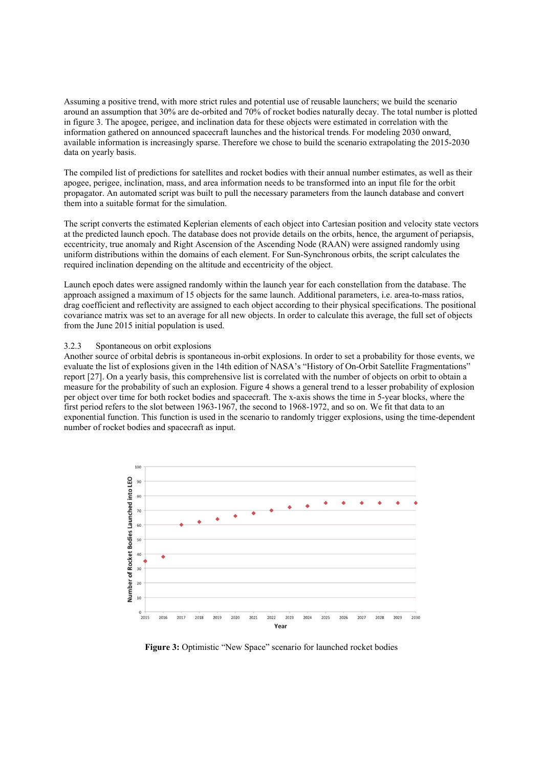Assuming a positive trend, with more strict rules and potential use of reusable launchers; we build the scenario around an assumption that 30% are de-orbited and 70% of rocket bodies naturally decay. The total number is plotted in figure 3. The apogee, perigee, and inclination data for these objects were estimated in correlation with the information gathered on announced spacecraft launches and the historical trends. For modeling 2030 onward, available information is increasingly sparse. Therefore we chose to build the scenario extrapolating the 2015-2030 data on yearly basis.

The compiled list of predictions for satellites and rocket bodies with their annual number estimates, as well as their apogee, perigee, inclination, mass, and area information needs to be transformed into an input file for the orbit propagator. An automated script was built to pull the necessary parameters from the launch database and convert them into a suitable format for the simulation.

The script converts the estimated Keplerian elements of each object into Cartesian position and velocity state vectors at the predicted launch epoch. The database does not provide details on the orbits, hence, the argument of periapsis, eccentricity, true anomaly and Right Ascension of the Ascending Node (RAAN) were assigned randomly using uniform distributions within the domains of each element. For Sun-Synchronous orbits, the script calculates the required inclination depending on the altitude and eccentricity of the object.

Launch epoch dates were assigned randomly within the launch year for each constellation from the database. The approach assigned a maximum of 15 objects for the same launch. Additional parameters, i.e. area-to-mass ratios, drag coefficient and reflectivity are assigned to each object according to their physical specifications. The positional covariance matrix was set to an average for all new objects. In order to calculate this average, the full set of objects from the June 2015 initial population is used.

### 3.2.3 Spontaneous on orbit explosions

Another source of orbital debris is spontaneous in-orbit explosions. In order to set a probability for those events, we evaluate the list of explosions given in the 14th edition of NASA's "History of On-Orbit Satellite Fragmentations" report [27]. On a yearly basis, this comprehensive list is correlated with the number of objects on orbit to obtain a measure for the probability of such an explosion. Figure 4 shows a general trend to a lesser probability of explosion per object over time for both rocket bodies and spacecraft. The x-axis shows the time in 5-year blocks, where the first period refers to the slot between 1963-1967, the second to 1968-1972, and so on. We fit that data to an exponential function. This function is used in the scenario to randomly trigger explosions, using the time-dependent number of rocket bodies and spacecraft as input.

**Figure 3:** Optimistic "New Space" scenario for launched rocket bodies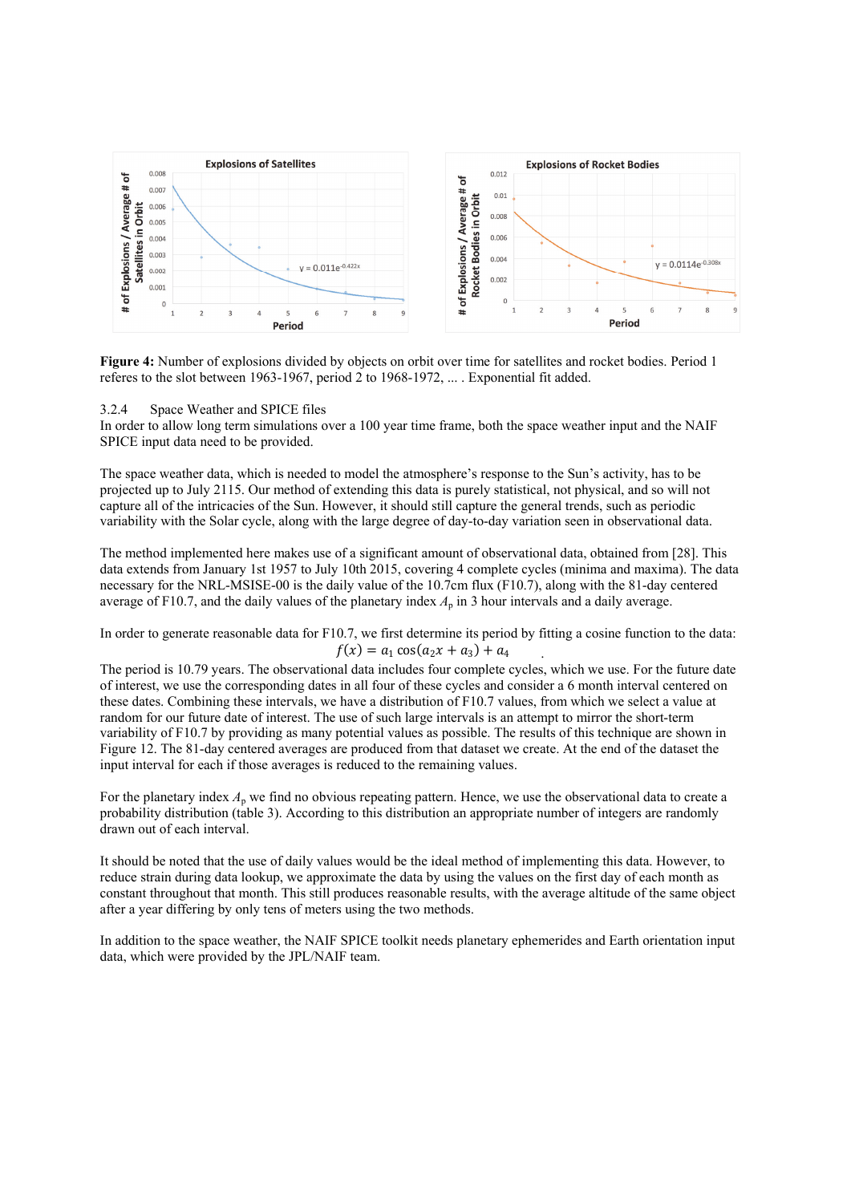**Figure 4:** Number of explosions divided by objects on orbit over time for satellites and rocket bodies. Period 1 referes to the slot between 1963-1967, period 2 to 1968-1972, ... . Exponential fit added.

### 3.2.4 Space Weather and SPICE files

In order to allow long term simulations over a 100 year time frame, both the space weather input and the NAIF SPICE input data need to be provided.

The space weather data, which is needed to model the atmosphere's response to the Sun's activity, has to be projected up to July 2115. Our method of extending this data is purely statistical, not physical, and so will not capture all of the intricacies of the Sun. However, it should still capture the general trends, such as periodic variability with the Solar cycle, along with the large degree of day-to-day variation seen in observational data.

The method implemented here makes use of a significant amount of observational data, obtained from [28]. This data extends from January 1st 1957 to July 10th 2015, covering 4 complete cycles (minima and maxima). The data necessary for the NRL-MSISE-00 is the daily value of the 10.7cm flux (F10.7), along with the 81-day centered average of F10.7, and the daily values of the planetary index $A_p$ in 3 hour intervals and a daily average.

In order to generate reasonable data for F10.7, we first determine its period by fitting a cosine function to the data:

$$f(x) = a_1 \cos(a_2 x + a_3) + a_4$$

The period is 10.79 years. The observational data includes four complete cycles, which we use. For the future date of interest, we use the corresponding dates in all four of these cycles and consider a 6 month interval centered on these dates. Combining these intervals, we have a distribution of F10.7 values, from which we select a value at random for our future date of interest. The use of such large intervals is an attempt to mirror the short-term variability of F10.7 by providing as many potential values as possible. The results of this technique are shown in Figure 12. The 81-day centered averages are produced from that dataset we create. At the end of the dataset the input interval for each if those averages is reduced to the remaining values.

For the planetary index $A_p$ we find no obvious repeating pattern. Hence, we use the observational data to create a probability distribution (table 3). According to this distribution an appropriate number of integers are randomly drawn out of each interval.

It should be noted that the use of daily values would be the ideal method of implementing this data. However, to reduce strain during data lookup, we approximate the data by using the values on the first day of each month as constant throughout that month. This still produces reasonable results, with the average altitude of the same object after a year differing by only tens of meters using the two methods.

In addition to the space weather, the NAIF SPICE toolkit needs planetary ephemerides and Earth orientation input data, which were provided by the JPL/NAIF team.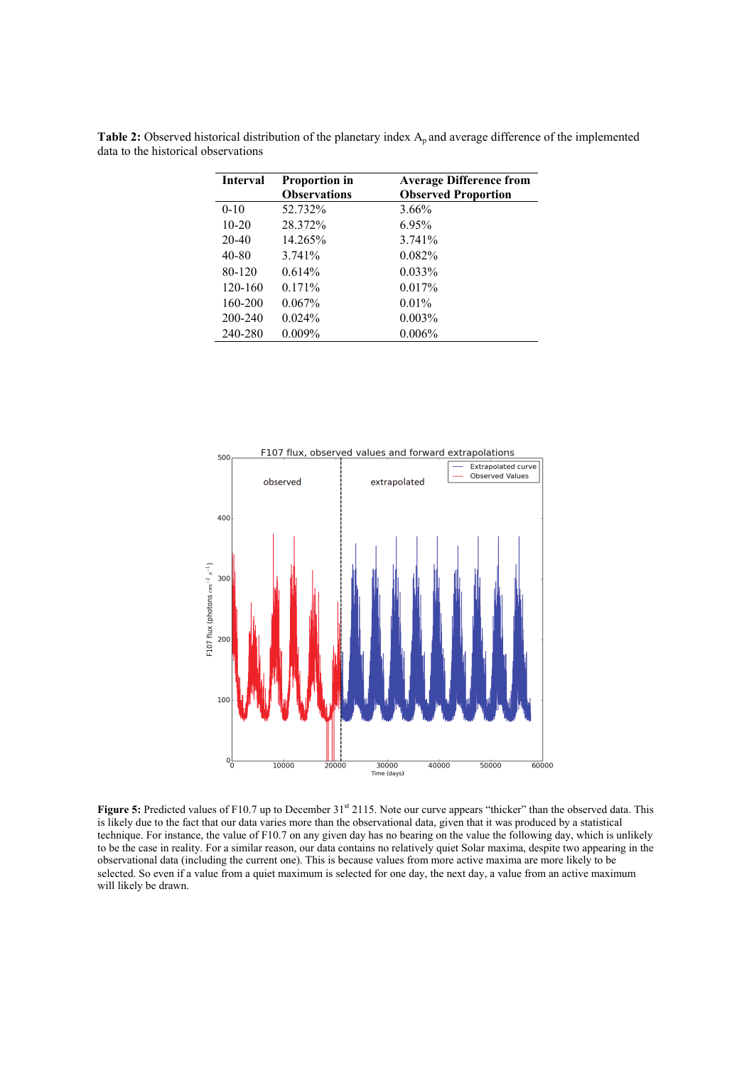**Table 2:** Observed historical distribution of the planetary index $A_p$ and average difference of the implemented data to the historical observations

| Interval | Proportion in Observations | Average Difference from Observed Proportion |
|---|---|---|
| 0-10 | 52.732% | 3.66% |
| 10-20 | 28.372% | 6.95% |
| 20-40 | 14.265% | 3.741% |
| 40-80 | 3.741% | 0.082% |
| 80-120 | 0.614% | 0.033% |
| 120-160 | 0.171% | 0.017% |
| 160-200 | 0.067% | 0.01% |
| 200-240 | 0.024% | 0.003% |
| 240-280 | 0.009% | 0.006% |

**Figure 5:** Predicted values of F10.7 up to December 31st 2115. Note our curve appears "thicker" than the observed data. This is likely due to the fact that our data varies more than the observational data, given that it was produced by a statistical technique. For instance, the value of F10.7 on any given day has no bearing on the value the following day, which is unlikely to be the case in reality. For a similar reason, our data contains no relatively quiet Solar maxima, despite two appearing in the observational data (including the current one). This is because values from more active maxima are more likely to be selected. So even if a value from a quiet maximum is selected for one day, the next day, a value from an active maximum will likely be drawn.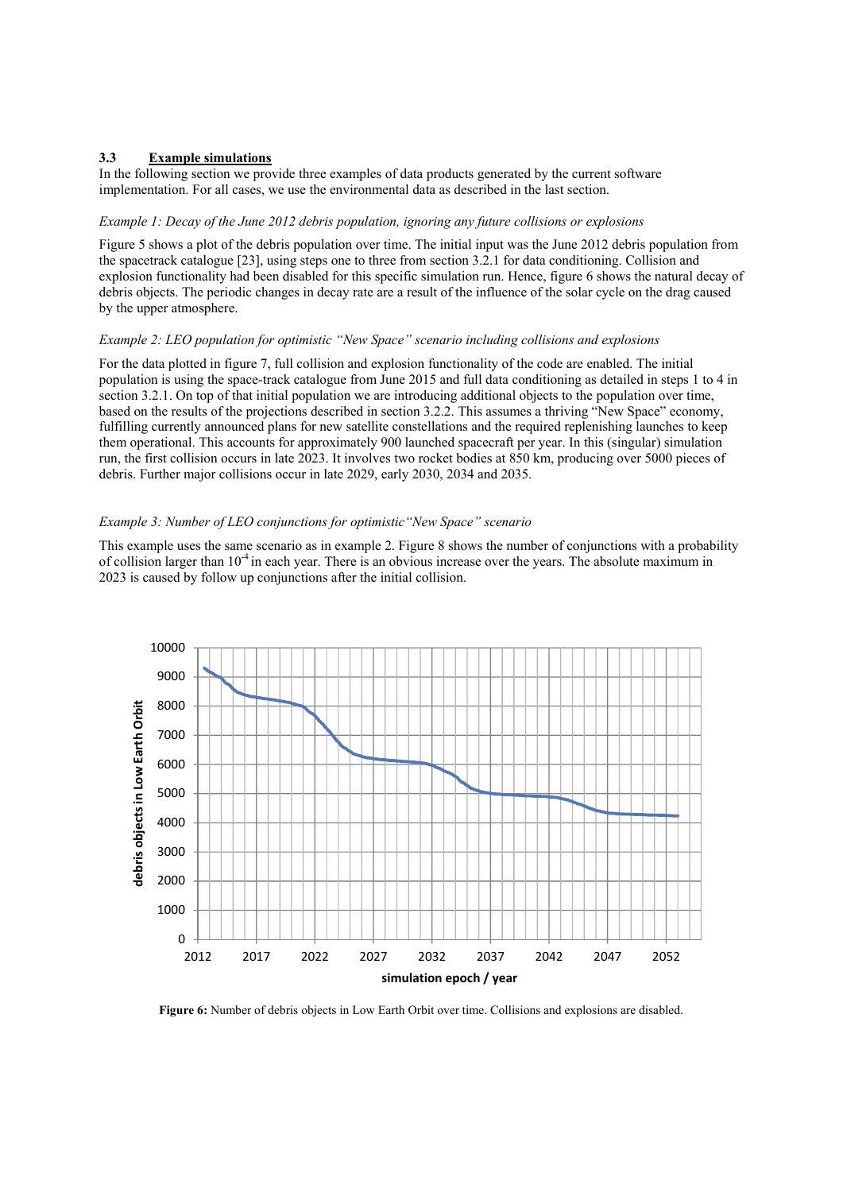### 3.3 Example simulations

In the following section we provide three examples of data products generated by the current software implementation. For all cases, we use the environmental data as described in the last section.

*Example 1: Decay of the June 2012 debris population, ignoring any future collisions or explosions*

Figure 5 shows a plot of the debris population over time. The initial input was the June 2012 debris population from the spacetrack catalogue [23], using steps one to three from section 3.2.1 for data conditioning. Collision and explosion functionality had been disabled for this specific simulation run. Hence, figure 6 shows the natural decay of debris objects. The periodic changes in decay rate are a result of the influence of the solar cycle on the drag caused by the upper atmosphere.

*Example 2: LEO population for optimistic "New Space" scenario including collisions and explosions*

For the data plotted in figure 7, full collision and explosion functionality of the code are enabled. The initial population is using the space-track catalogue from June 2015 and full data conditioning as detailed in steps 1 to 4 in section 3.2.1. On top of that initial population we are introducing additional objects to the population over time, based on the results of the projections described in section 3.2.2. This assumes a thriving "New Space" economy, fulfilling currently announced plans for new satellite constellations and the required replenishing launches to keep them operational. This accounts for approximately 900 launched spacecraft per year. In this (singular) simulation run, the first collision occurs in late 2023. It involves two rocket bodies at 850 km, producing over 5000 pieces of debris. Further major collisions occur in late 2029, early 2030, 2034 and 2035.

*Example 3: Number of LEO conjunctions for optimistic"New Space" scenario*

This example uses the same scenario as in example 2. Figure 8 shows the number of conjunctions with a probability of collision larger than $10^{-4}$ in each year. There is an obvious increase over the years. The absolute maximum in 2023 is caused by follow up conjunctions after the initial collision.

**Figure 6:** Number of debris objects in Low Earth Orbit over time. Collisions and explosions are disabled.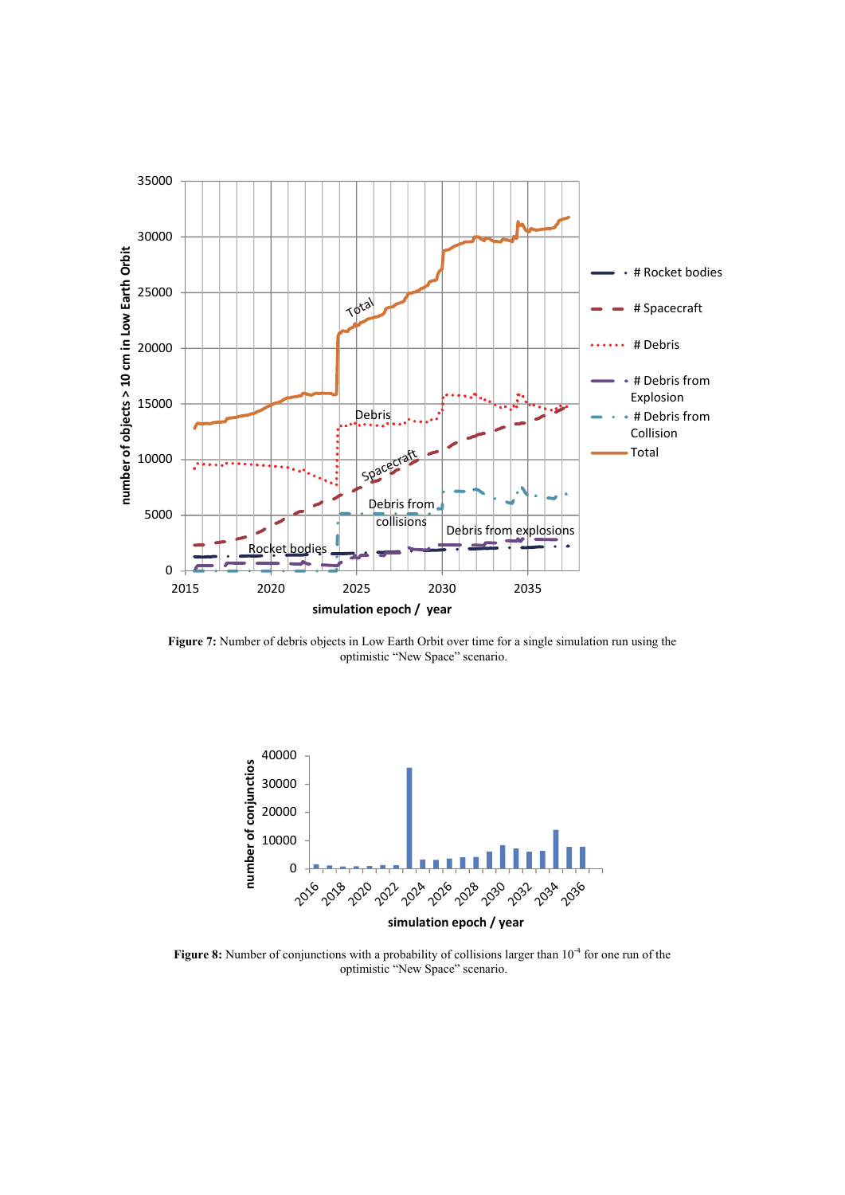**Figure 7:** Number of debris objects in Low Earth Orbit over time for a single simulation run using the optimistic "New Space" scenario.

**Figure 8:** Number of conjunctions with a probability of collisions larger than $10^{-4}$ for one run of the optimistic "New Space" scenario.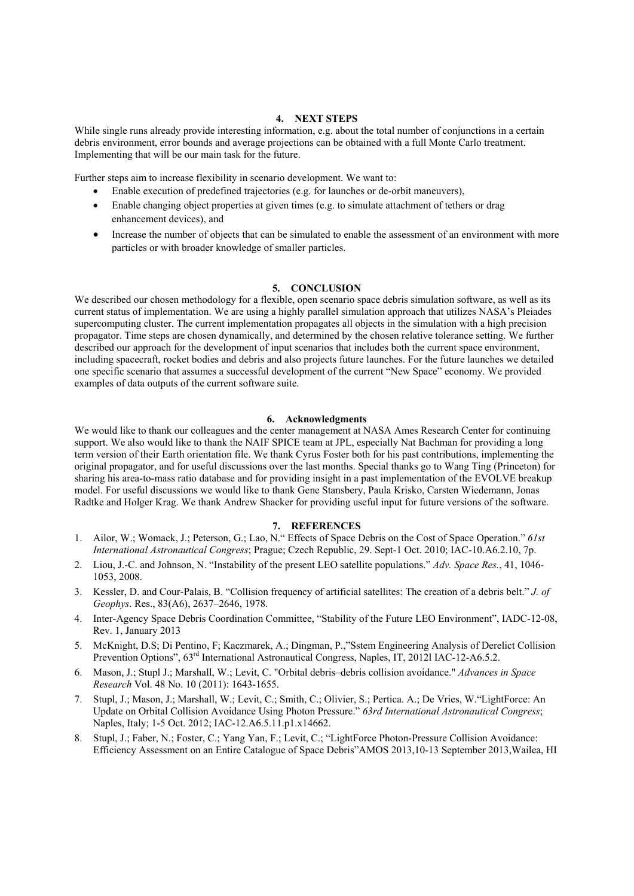## 4. NEXT STEPS

While single runs already provide interesting information, e.g. about the total number of conjunctions in a certain debris environment, error bounds and average projections can be obtained with a full Monte Carlo treatment. Implementing that will be our main task for the future.

Further steps aim to increase flexibility in scenario development. We want to:

- Enable execution of predefined trajectories (e.g. for launches or de-orbit maneuvers),
- Enable changing object properties at given times (e.g. to simulate attachment of tethers or drag enhancement devices), and
- Increase the number of objects that can be simulated to enable the assessment of an environment with more particles or with broader knowledge of smaller particles.

## 5. CONCLUSION

We described our chosen methodology for a flexible, open scenario space debris simulation software, as well as its current status of implementation. We are using a highly parallel simulation approach that utilizes NASA's Pleiades supercomputing cluster. The current implementation propagates all objects in the simulation with a high precision propagator. Time steps are chosen dynamically, and determined by the chosen relative tolerance setting. We further described our approach for the development of input scenarios that includes both the current space environment, including spacecraft, rocket bodies and debris and also projects future launches. For the future launches we detailed one specific scenario that assumes a successful development of the current "New Space" economy. We provided examples of data outputs of the current software suite.

## 6. Acknowledgments

We would like to thank our colleagues and the center management at NASA Ames Research Center for continuing support. We also would like to thank the NAIF SPICE team at JPL, especially Nat Bachman for providing a long term version of their Earth orientation file. We thank Cyrus Foster both for his past contributions, implementing the original propagator, and for useful discussions over the last months. Special thanks go to Wang Ting (Princeton) for sharing his area-to-mass ratio database and for providing insight in a past implementation of the EVOLVE breakup model. For useful discussions we would like to thank Gene Stansbery, Paula Krisko, Carsten Wiedemann, Jonas Radtke and Holger Krag. We thank Andrew Shacker for providing useful input for future versions of the software.

## 7. REFERENCES

1. Ailor, W.; Womack, J.; Peterson, G.; Lao, N." Effects of Space Debris on the Cost of Space Operation." *61st International Astronautical Congress*; Prague; Czech Republic, 29. Sept-1 Oct. 2010; IAC-10.A6.2.10, 7p.
2. Liou, J.-C. and Johnson, N. "Instability of the present LEO satellite populations." *Adv. Space Res.*, 41, 1046-1053, 2008.
3. Kessler, D. and Cour-Palais, B. "Collision frequency of artificial satellites: The creation of a debris belt." *J. of Geophys*. Res., 83(A6), 2637–2646, 1978.
4. Inter-Agency Space Debris Coordination Committee, "Stability of the Future LEO Environment", IADC-12-08, Rev. 1, January 2013
5. McKnight, D.S; Di Pentino, F; Kaczmarek, A.; Dingman, P.,"Sstem Engineering Analysis of Derelict Collision Prevention Options", 63rd International Astronautical Congress, Naples, IT, 2012l IAC-12-A6.5.2.
6. Mason, J.; Stupl J.; Marshall, W.; Levit, C. "Orbital debris–debris collision avoidance." *Advances in Space Research* Vol. 48 No. 10 (2011): 1643-1655.
7. Stupl, J.; Mason, J.; Marshall, W.; Levit, C.; Smith, C.; Olivier, S.; Pertica. A.; De Vries, W."LightForce: An Update on Orbital Collision Avoidance Using Photon Pressure." *63rd International Astronautical Congress*; Naples, Italy; 1-5 Oct. 2012; IAC-12.A6.5.11.p1.x14662.
8. Stupl, J.; Faber, N.; Foster, C.; Yang Yan, F.; Levit, C.; "LightForce Photon-Pressure Collision Avoidance: Efficiency Assessment on an Entire Catalogue of Space Debris"AMOS 2013,10-13 September 2013,Wailea, HI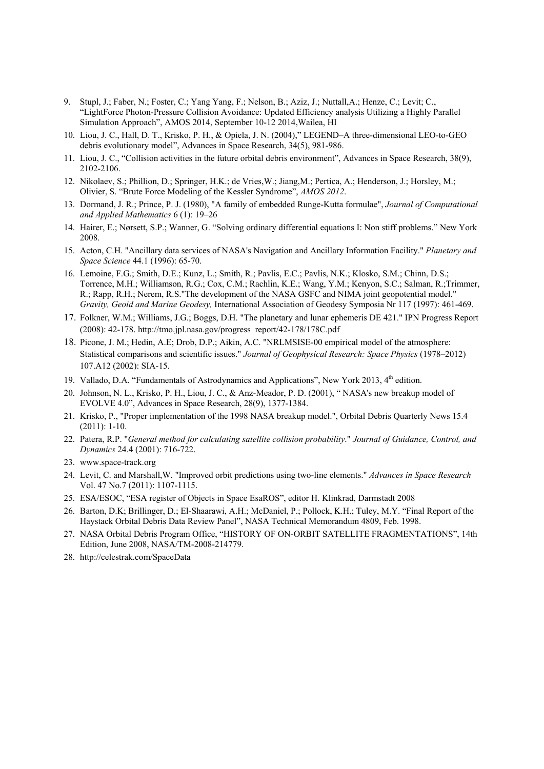9. Stupl, J.; Faber, N.; Foster, C.; Yang Yang, F.; Nelson, B.; Aziz, J.; Nuttall,A.; Henze, C.; Levit; C., "LightForce Photon-Pressure Collision Avoidance: Updated Efficiency analysis Utilizing a Highly Parallel Simulation Approach", AMOS 2014, September 10-12 2014,Wailea, HI
10. Liou, J. C., Hall, D. T., Krisko, P. H., & Opiela, J. N. (2004)," LEGEND–A three-dimensional LEO-to-GEO debris evolutionary model", Advances in Space Research, 34(5), 981-986.
11. Liou, J. C., "Collision activities in the future orbital debris environment", Advances in Space Research, 38(9), 2102-2106.
12. Nikolaev, S.; Phillion, D.; Springer, H.K.; de Vries,W.; Jiang,M.; Pertica, A.; Henderson, J.; Horsley, M.; Olivier, S. "Brute Force Modeling of the Kessler Syndrome", *AMOS 2012*.
13. Dormand, J. R.; Prince, P. J. (1980), "A family of embedded Runge-Kutta formulae", *Journal of Computational and Applied Mathematics* 6 (1): 19–26
14. Hairer, E.; Nørsett, S.P.; Wanner, G. "Solving ordinary differential equations I: Non stiff problems." New York 2008.
15. Acton, C.H. "Ancillary data services of NASA's Navigation and Ancillary Information Facility." *Planetary and Space Science* 44.1 (1996): 65-70.
16. Lemoine, F.G.; Smith, D.E.; Kunz, L.; Smith, R.; Pavlis, E.C.; Pavlis, N.K.; Klosko, S.M.; Chinn, D.S.; Torrence, M.H.; Williamson, R.G.; Cox, C.M.; Rachlin, K.E.; Wang, Y.M.; Kenyon, S.C.; Salman, R.;Trimmer, R.; Rapp, R.H.; Nerem, R.S."The development of the NASA GSFC and NIMA joint geopotential model." *Gravity, Geoid and Marine Geodesy,* International Association of Geodesy Symposia Nr 117 (1997): 461-469.
17. Folkner, W.M.; Williams, J.G.; Boggs, D.H. "The planetary and lunar ephemeris DE 421." IPN Progress Report (2008): 42-178. http://tmo.jpl.nasa.gov/progress_report/42-178/178C.pdf
18. Picone, J. M.; Hedin, A.E; Drob, D.P.; Aikin, A.C. "NRLMSISE-00 empirical model of the atmosphere: Statistical comparisons and scientific issues." *Journal of Geophysical Research: Space Physics* (1978–2012) 107.A12 (2002): SIA-15.
19. Vallado, D.A. "Fundamentals of Astrodynamics and Applications", New York 2013, 4th edition.
20. Johnson, N. L., Krisko, P. H., Liou, J. C., & Anz-Meador, P. D. (2001), " NASA's new breakup model of EVOLVE 4.0", Advances in Space Research, 28(9), 1377-1384.
21. Krisko, P., "Proper implementation of the 1998 NASA breakup model.", Orbital Debris Quarterly News 15.4 (2011): 1-10.
22. Patera, R.P. "*General method for calculating satellite collision probability*." *Journal of Guidance, Control, and Dynamics* 24.4 (2001): 716-722.
23. www.space-track.org
24. Levit, C. and Marshall,W. "Improved orbit predictions using two-line elements." *Advances in Space Research* Vol. 47 No.7 (2011): 1107-1115.
25. ESA/ESOC, "ESA register of Objects in Space EsaROS", editor H. Klinkrad, Darmstadt 2008
26. Barton, D.K; Brillinger, D.; El-Shaarawi, A.H.; McDaniel, P.; Pollock, K.H.; Tuley, M.Y. "Final Report of the Haystack Orbital Debris Data Review Panel", NASA Technical Memorandum 4809, Feb. 1998.
27. NASA Orbital Debris Program Office, "HISTORY OF ON-ORBIT SATELLITE FRAGMENTATIONS", 14th Edition, June 2008, NASA/TM-2008-214779.
28. http://celestrak.com/SpaceData